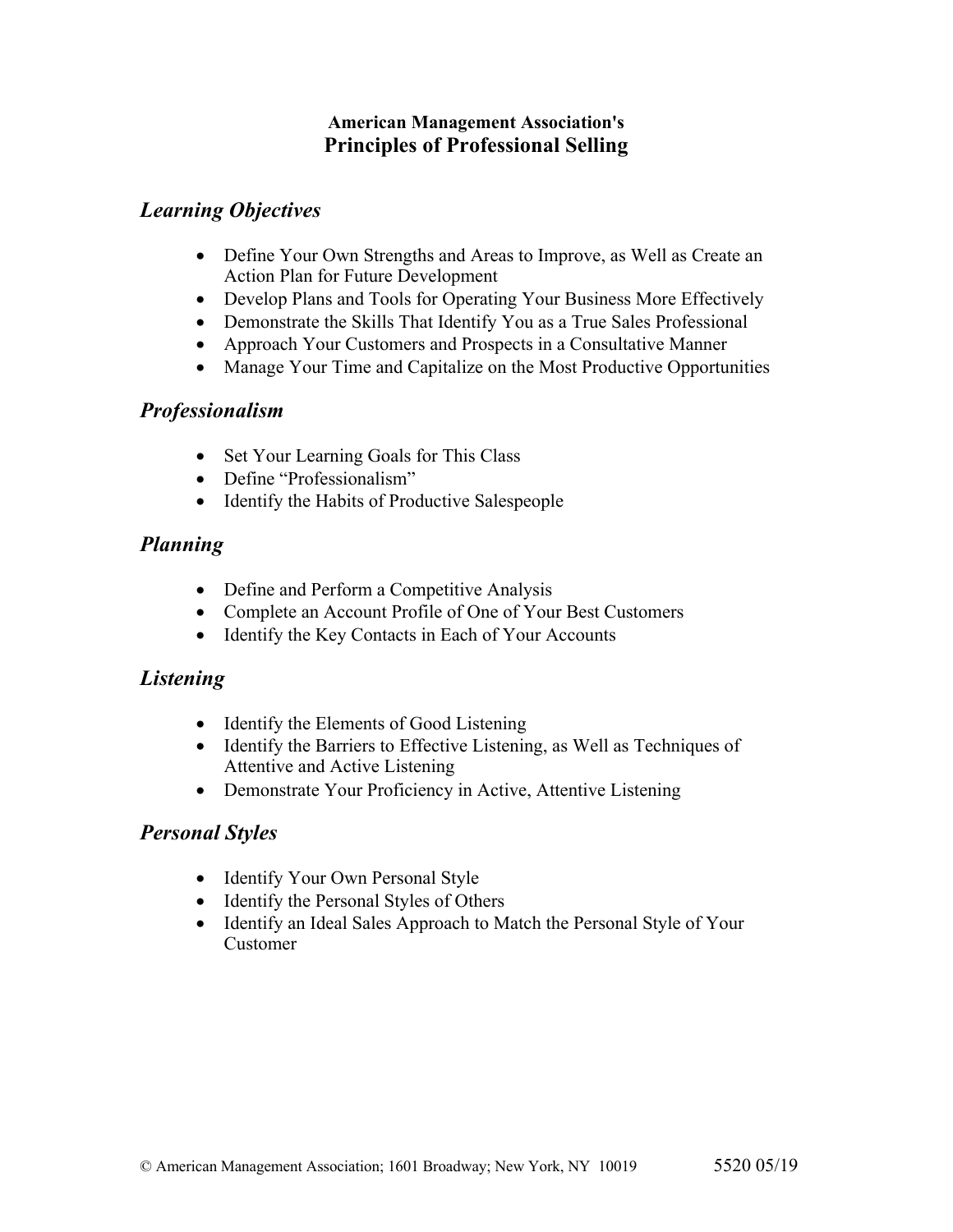**American Management Association's**
# Principles of Professional Selling

## *Learning Objectives*

- Define Your Own Strengths and Areas to Improve, as Well as Create an Action Plan for Future Development
- Develop Plans and Tools for Operating Your Business More Effectively
- Demonstrate the Skills That Identify You as a True Sales Professional
- Approach Your Customers and Prospects in a Consultative Manner
- Manage Your Time and Capitalize on the Most Productive Opportunities

## *Professionalism*

- Set Your Learning Goals for This Class
- Define "Professionalism"
- Identify the Habits of Productive Salespeople

## *Planning*

- Define and Perform a Competitive Analysis
- Complete an Account Profile of One of Your Best Customers
- Identify the Key Contacts in Each of Your Accounts

## *Listening*

- Identify the Elements of Good Listening
- Identify the Barriers to Effective Listening, as Well as Techniques of Attentive and Active Listening
- Demonstrate Your Proficiency in Active, Attentive Listening

## *Personal Styles*

- Identify Your Own Personal Style
- Identify the Personal Styles of Others
- Identify an Ideal Sales Approach to Match the Personal Style of Your Customer

© American Management Association; 1601 Broadway; New York, NY 10019 5520 05/19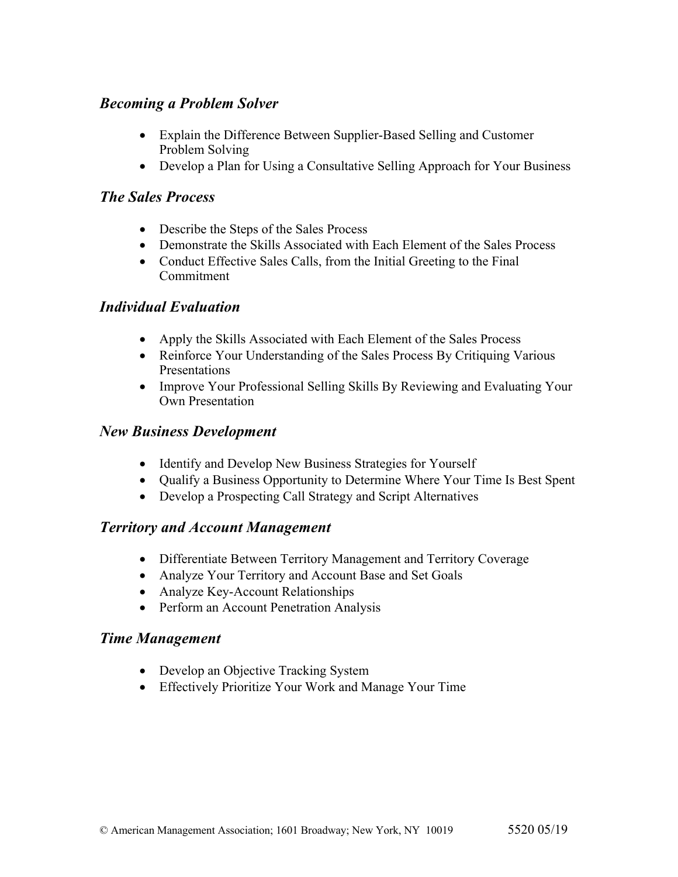### *Becoming a Problem Solver*

- Explain the Difference Between Supplier-Based Selling and Customer Problem Solving
- Develop a Plan for Using a Consultative Selling Approach for Your Business

### *The Sales Process*

- Describe the Steps of the Sales Process
- Demonstrate the Skills Associated with Each Element of the Sales Process
- Conduct Effective Sales Calls, from the Initial Greeting to the Final Commitment

### *Individual Evaluation*

- Apply the Skills Associated with Each Element of the Sales Process
- Reinforce Your Understanding of the Sales Process By Critiquing Various Presentations
- Improve Your Professional Selling Skills By Reviewing and Evaluating Your Own Presentation

### *New Business Development*

- Identify and Develop New Business Strategies for Yourself
- Qualify a Business Opportunity to Determine Where Your Time Is Best Spent
- Develop a Prospecting Call Strategy and Script Alternatives

### *Territory and Account Management*

- Differentiate Between Territory Management and Territory Coverage
- Analyze Your Territory and Account Base and Set Goals
- Analyze Key-Account Relationships
- Perform an Account Penetration Analysis

### *Time Management*

- Develop an Objective Tracking System
- Effectively Prioritize Your Work and Manage Your Time

© American Management Association; 1601 Broadway; New York, NY 10019 5520 05/19